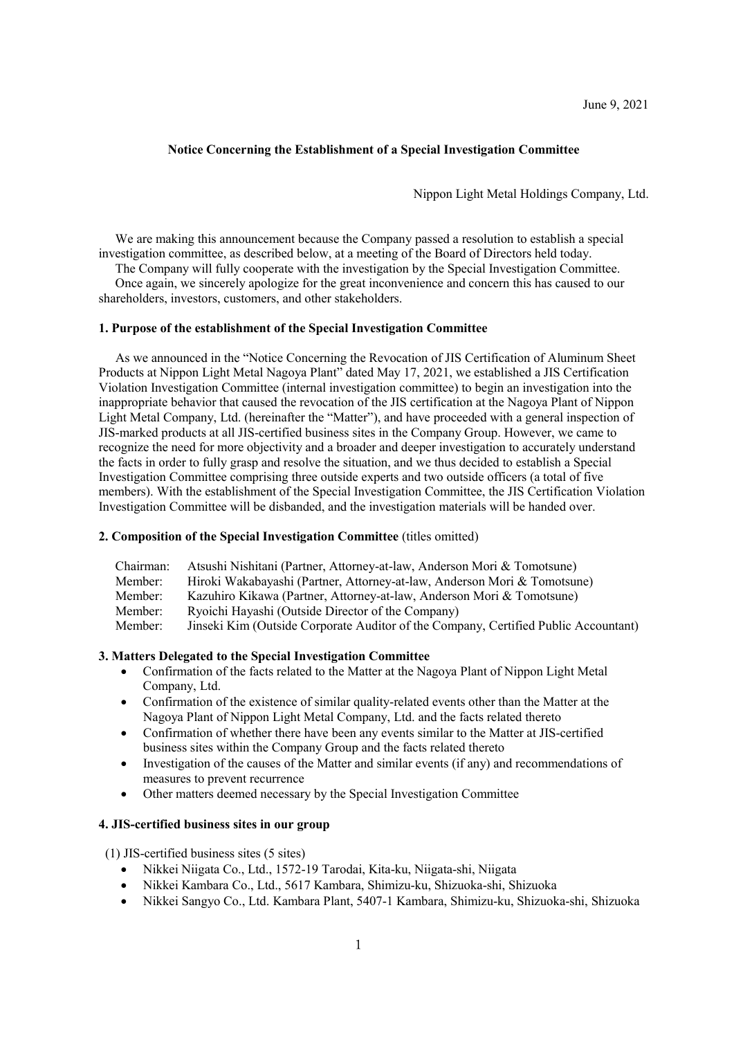June 9, 2021

**Notice Concerning the Establishment of a Special Investigation Committee**

Nippon Light Metal Holdings Company, Ltd.

We are making this announcement because the Company passed a resolution to establish a special investigation committee, as described below, at a meeting of the Board of Directors held today.

The Company will fully cooperate with the investigation by the Special Investigation Committee.

Once again, we sincerely apologize for the great inconvenience and concern this has caused to our shareholders, investors, customers, and other stakeholders.

**1. Purpose of the establishment of the Special Investigation Committee**

As we announced in the "Notice Concerning the Revocation of JIS Certification of Aluminum Sheet Products at Nippon Light Metal Nagoya Plant" dated May 17, 2021, we established a JIS Certification Violation Investigation Committee (internal investigation committee) to begin an investigation into the inappropriate behavior that caused the revocation of the JIS certification at the Nagoya Plant of Nippon Light Metal Company, Ltd. (hereinafter the "Matter"), and have proceeded with a general inspection of JIS-marked products at all JIS-certified business sites in the Company Group. However, we came to recognize the need for more objectivity and a broader and deeper investigation to accurately understand the facts in order to fully grasp and resolve the situation, and we thus decided to establish a Special Investigation Committee comprising three outside experts and two outside officers (a total of five members). With the establishment of the Special Investigation Committee, the JIS Certification Violation Investigation Committee will be disbanded, and the investigation materials will be handed over.

**2. Composition of the Special Investigation Committee** (titles omitted)

Chairman: Atsushi Nishitani (Partner, Attorney-at-law, Anderson Mori & Tomotsune)
Member: Hiroki Wakabayashi (Partner, Attorney-at-law, Anderson Mori & Tomotsune)
Member: Kazuhiro Kikawa (Partner, Attorney-at-law, Anderson Mori & Tomotsune)
Member: Ryoichi Hayashi (Outside Director of the Company)
Member: Jinseki Kim (Outside Corporate Auditor of the Company, Certified Public Accountant)

**3. Matters Delegated to the Special Investigation Committee**

- Confirmation of the facts related to the Matter at the Nagoya Plant of Nippon Light Metal Company, Ltd.
- Confirmation of the existence of similar quality-related events other than the Matter at the Nagoya Plant of Nippon Light Metal Company, Ltd. and the facts related thereto
- Confirmation of whether there have been any events similar to the Matter at JIS-certified business sites within the Company Group and the facts related thereto
- Investigation of the causes of the Matter and similar events (if any) and recommendations of measures to prevent recurrence
- Other matters deemed necessary by the Special Investigation Committee

**4. JIS-certified business sites in our group**

(1) JIS-certified business sites (5 sites)

- Nikkei Niigata Co., Ltd., 1572-19 Tarodai, Kita-ku, Niigata-shi, Niigata
- Nikkei Kambara Co., Ltd., 5617 Kambara, Shimizu-ku, Shizuoka-shi, Shizuoka
- Nikkei Sangyo Co., Ltd. Kambara Plant, 5407-1 Kambara, Shimizu-ku, Shizuoka-shi, Shizuoka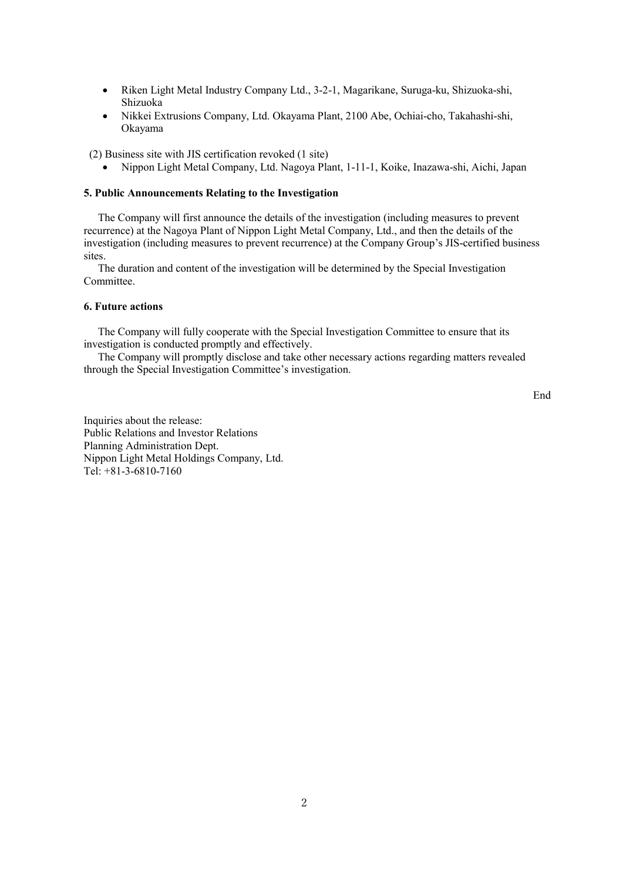- Riken Light Metal Industry Company Ltd., 3-2-1, Magarikane, Suruga-ku, Shizuoka-shi, Shizuoka
- Nikkei Extrusions Company, Ltd. Okayama Plant, 2100 Abe, Ochiai-cho, Takahashi-shi, Okayama

(2) Business site with JIS certification revoked (1 site)

- Nippon Light Metal Company, Ltd. Nagoya Plant, 1-11-1, Koike, Inazawa-shi, Aichi, Japan

**5. Public Announcements Relating to the Investigation**

The Company will first announce the details of the investigation (including measures to prevent recurrence) at the Nagoya Plant of Nippon Light Metal Company, Ltd., and then the details of the investigation (including measures to prevent recurrence) at the Company Group's JIS-certified business sites.

The duration and content of the investigation will be determined by the Special Investigation Committee.

**6. Future actions**

The Company will fully cooperate with the Special Investigation Committee to ensure that its investigation is conducted promptly and effectively.

The Company will promptly disclose and take other necessary actions regarding matters revealed through the Special Investigation Committee's investigation.

End

Inquiries about the release:
Public Relations and Investor Relations
Planning Administration Dept.
Nippon Light Metal Holdings Company, Ltd.
Tel: +81-3-6810-7160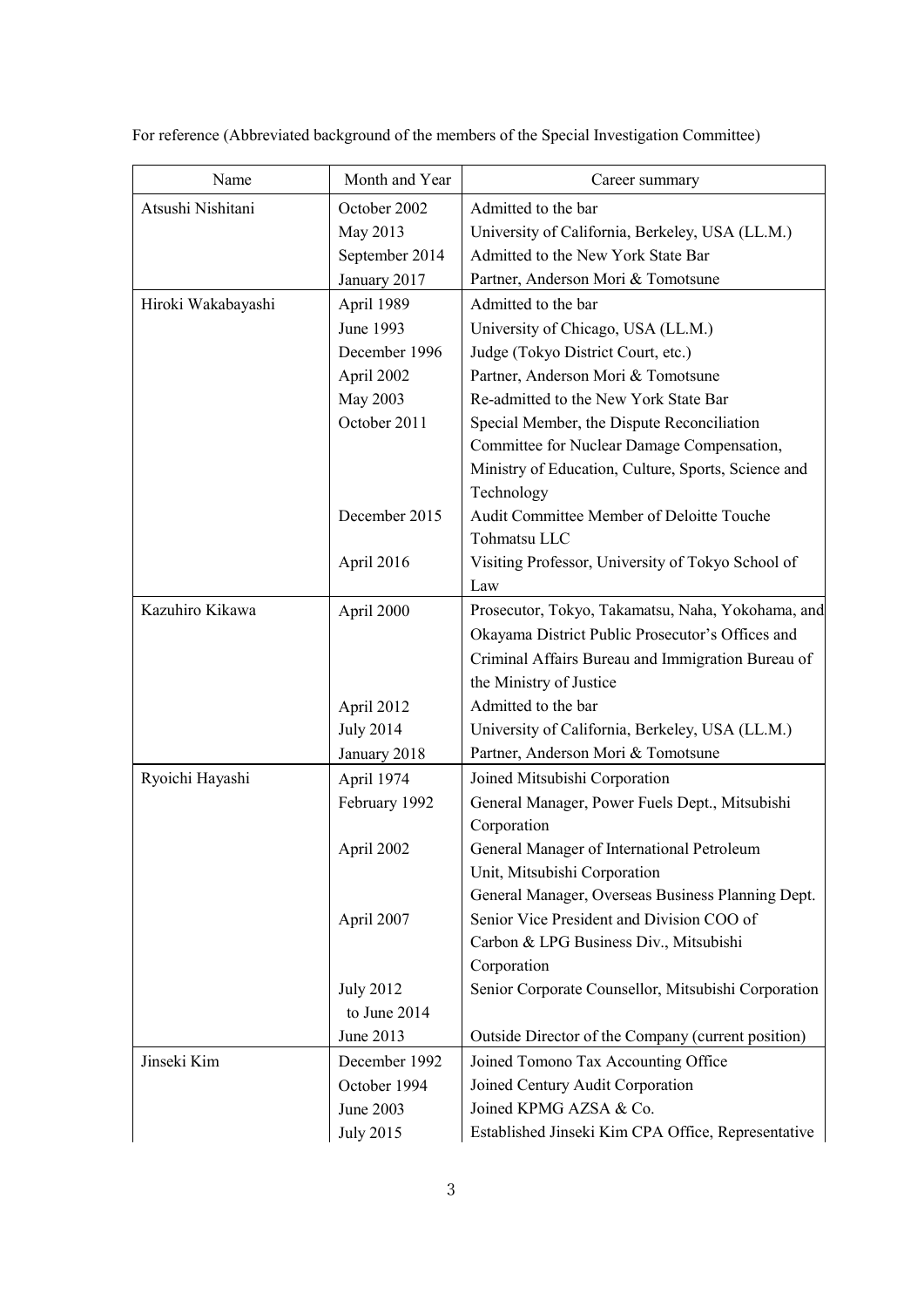For reference (Abbreviated background of the members of the Special Investigation Committee)

| Name | Month and Year | Career summary |
|---|---|---|
| Atsushi Nishitani | October 2002 | Admitted to the bar |
| | May 2013 | University of California, Berkeley, USA (LL.M.) |
| | September 2014 | Admitted to the New York State Bar |
| | January 2017 | Partner, Anderson Mori & Tomotsune |
| Hiroki Wakabayashi | April 1989 | Admitted to the bar |
| | June 1993 | University of Chicago, USA (LL.M.) |
| | December 1996 | Judge (Tokyo District Court, etc.) |
| | April 2002 | Partner, Anderson Mori & Tomotsune |
| | May 2003 | Re-admitted to the New York State Bar |
| | October 2011 | Special Member, the Dispute Reconciliation Committee for Nuclear Damage Compensation, Ministry of Education, Culture, Sports, Science and Technology |
| | December 2015 | Audit Committee Member of Deloitte Touche Tohmatsu LLC |
| | April 2016 | Visiting Professor, University of Tokyo School of Law |
| Kazuhiro Kikawa | April 2000 | Prosecutor, Tokyo, Takamatsu, Naha, Yokohama, and Okayama District Public Prosecutor's Offices and Criminal Affairs Bureau and Immigration Bureau of the Ministry of Justice |
| | April 2012 | Admitted to the bar |
| | July 2014 | University of California, Berkeley, USA (LL.M.) |
| | January 2018 | Partner, Anderson Mori & Tomotsune |
| Ryoichi Hayashi | April 1974 | Joined Mitsubishi Corporation |
| | February 1992 | General Manager, Power Fuels Dept., Mitsubishi Corporation |
| | April 2002 | General Manager of International Petroleum Unit, Mitsubishi Corporation<br>General Manager, Overseas Business Planning Dept. |
| | April 2007 | Senior Vice President and Division COO of Carbon & LPG Business Div., Mitsubishi Corporation |
| | July 2012 to June 2014 | Senior Corporate Counsellor, Mitsubishi Corporation |
| | June 2013 | Outside Director of the Company (current position) |
| Jinseki Kim | December 1992 | Joined Tomono Tax Accounting Office |
| | October 1994 | Joined Century Audit Corporation |
| | June 2003 | Joined KPMG AZSA & Co. |
| | July 2015 | Established Jinseki Kim CPA Office, Representative |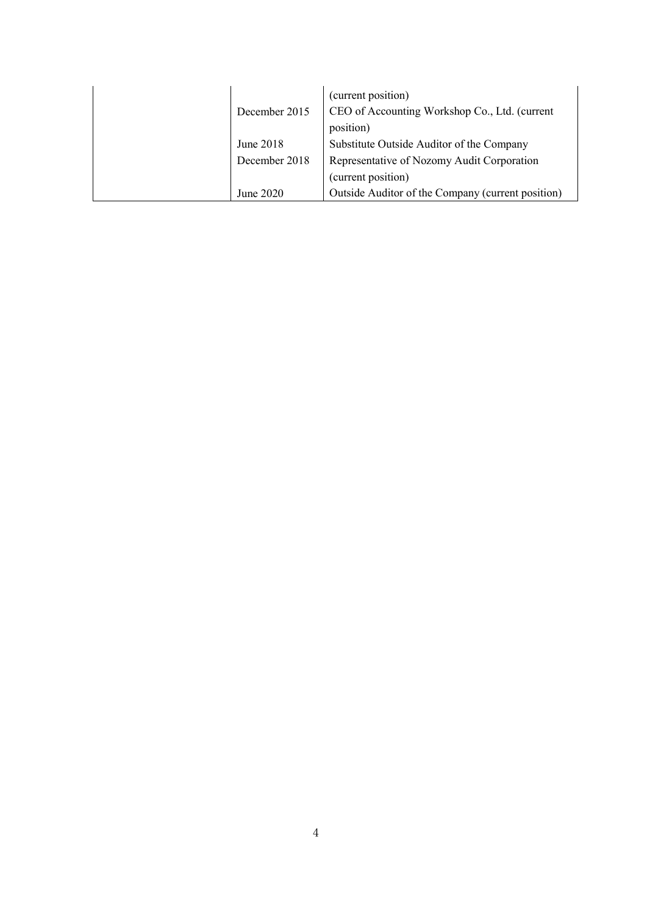| | | |
|---|---|---|
| | | (current position) |
| | December 2015 | CEO of Accounting Workshop Co., Ltd. (current position) |
| | June 2018 | Substitute Outside Auditor of the Company |
| | December 2018 | Representative of Nozomy Audit Corporation (current position) |
| | June 2020 | Outside Auditor of the Company (current position) |